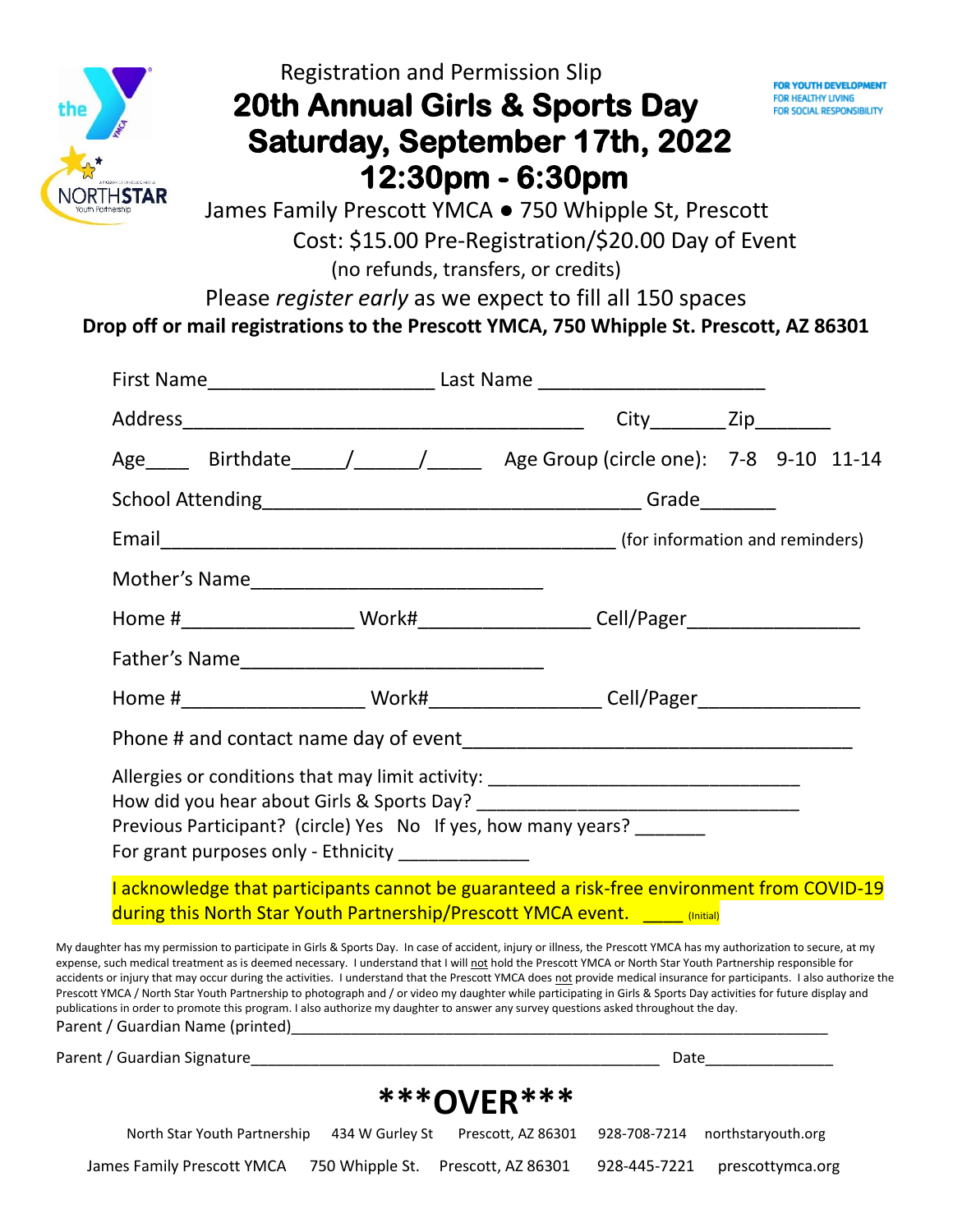Registration and Permission Slip

# 20th Annual Girls & Sports Day

# Saturday, September 17th, 2022

# 12:30pm - 6:30pm

FOR YOUTH DEVELOPMENT
FOR HEALTHY LIVING
FOR SOCIAL RESPONSIBILITY

James Family Prescott YMCA ● 750 Whipple St, Prescott

Cost: $15.00 Pre-Registration/$20.00 Day of Event

(no refunds, transfers, or credits)

Please *register early* as we expect to fill all 150 spaces

**Drop off or mail registrations to the Prescott YMCA, 750 Whipple St. Prescott, AZ 86301**

First Name____________________ Last Name ____________________

Address____________________________________ City_______Zip_______

Age____ Birthdate_____/______/_____ Age Group (circle one): 7-8 9-10 11-14

School Attending__________________________________ Grade_______

Email________________________________________ (for information and reminders)

Mother's Name__________________________

Home #________________ Work#________________ Cell/Pager________________

Father's Name___________________________

Home #_________________ Work#________________ Cell/Pager_______________

Phone # and contact name day of event___________________________________

Allergies or conditions that may limit activity: ______________________________

How did you hear about Girls & Sports Day? ______________________________

Previous Participant? (circle) Yes No If yes, how many years? _______

For grant purposes only - Ethnicity _____________

I acknowledge that participants cannot be guaranteed a risk-free environment from COVID-19 during this North Star Youth Partnership/Prescott YMCA event. ____ (Initial)

My daughter has my permission to participate in Girls & Sports Day. In case of accident, injury or illness, the Prescott YMCA has my authorization to secure, at my expense, such medical treatment as is deemed necessary. I understand that I will not hold the Prescott YMCA or North Star Youth Partnership responsible for accidents or injury that may occur during the activities. I understand that the Prescott YMCA does not provide medical insurance for participants. I also authorize the Prescott YMCA / North Star Youth Partnership to photograph and / or video my daughter while participating in Girls & Sports Day activities for future display and publications in order to promote this program. I also authorize my daughter to answer any survey questions asked throughout the day.

Parent / Guardian Name (printed)_____________________________________________

Parent / Guardian Signature______________________________________ Date_______________

**\*\*\*OVER\*\*\***

North Star Youth Partnership 434 W Gurley St Prescott, AZ 86301 928-708-7214 northstaryouth.org

James Family Prescott YMCA 750 Whipple St. Prescott, AZ 86301 928-445-7221 prescottymca.org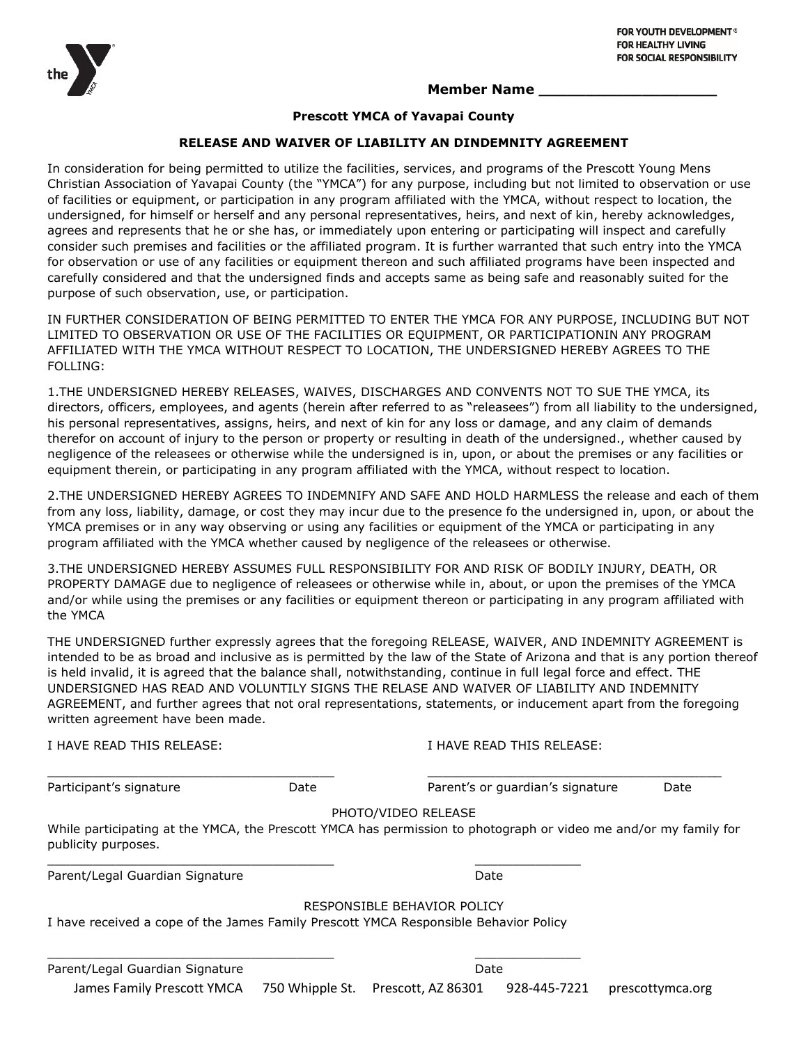FOR YOUTH DEVELOPMENT®
FOR HEALTHY LIVING
FOR SOCIAL RESPONSIBILITY

**Member Name ___________________**

**Prescott YMCA of Yavapai County**

**RELEASE AND WAIVER OF LIABILITY AN DINDEMNITY AGREEMENT**

In consideration for being permitted to utilize the facilities, services, and programs of the Prescott Young Mens Christian Association of Yavapai County (the "YMCA") for any purpose, including but not limited to observation or use of facilities or equipment, or participation in any program affiliated with the YMCA, without respect to location, the undersigned, for himself or herself and any personal representatives, heirs, and next of kin, hereby acknowledges, agrees and represents that he or she has, or immediately upon entering or participating will inspect and carefully consider such premises and facilities or the affiliated program. It is further warranted that such entry into the YMCA for observation or use of any facilities or equipment thereon and such affiliated programs have been inspected and carefully considered and that the undersigned finds and accepts same as being safe and reasonably suited for the purpose of such observation, use, or participation.

IN FURTHER CONSIDERATION OF BEING PERMITTED TO ENTER THE YMCA FOR ANY PURPOSE, INCLUDING BUT NOT LIMITED TO OBSERVATION OR USE OF THE FACILITIES OR EQUIPMENT, OR PARTICIPATIONIN ANY PROGRAM AFFILIATED WITH THE YMCA WITHOUT RESPECT TO LOCATION, THE UNDERSIGNED HEREBY AGREES TO THE FOLLING:

1.THE UNDERSIGNED HEREBY RELEASES, WAIVES, DISCHARGES AND CONVENTS NOT TO SUE THE YMCA, its directors, officers, employees, and agents (herein after referred to as "releasees") from all liability to the undersigned, his personal representatives, assigns, heirs, and next of kin for any loss or damage, and any claim of demands therefor on account of injury to the person or property or resulting in death of the undersigned., whether caused by negligence of the releasees or otherwise while the undersigned is in, upon, or about the premises or any facilities or equipment therein, or participating in any program affiliated with the YMCA, without respect to location.

2.THE UNDERSIGNED HEREBY AGREES TO INDEMNIFY AND SAFE AND HOLD HARMLESS the release and each of them from any loss, liability, damage, or cost they may incur due to the presence fo the undersigned in, upon, or about the YMCA premises or in any way observing or using any facilities or equipment of the YMCA or participating in any program affiliated with the YMCA whether caused by negligence of the releasees or otherwise.

3.THE UNDERSIGNED HEREBY ASSUMES FULL RESPONSIBILITY FOR AND RISK OF BODILY INJURY, DEATH, OR PROPERTY DAMAGE due to negligence of releasees or otherwise while in, about, or upon the premises of the YMCA and/or while using the premises or any facilities or equipment thereon or participating in any program affiliated with the YMCA

THE UNDERSIGNED further expressly agrees that the foregoing RELEASE, WAIVER, AND INDEMNITY AGREEMENT is intended to be as broad and inclusive as is permitted by the law of the State of Arizona and that is any portion thereof is held invalid, it is agreed that the balance shall, notwithstanding, continue in full legal force and effect. THE UNDERSIGNED HAS READ AND VOLUNTILY SIGNS THE RELASE AND WAIVER OF LIABILITY AND INDEMNITY AGREEMENT, and further agrees that not oral representations, statements, or inducement apart from the foregoing written agreement have been made.

I HAVE READ THIS RELEASE:

______________________________________
Participant's signature Date

I HAVE READ THIS RELEASE:

______________________________________
Parent's or guardian's signature Date

PHOTO/VIDEO RELEASE

While participating at the YMCA, the Prescott YMCA has permission to photograph or video me and/or my family for publicity purposes.

______________________________________ ______________
Parent/Legal Guardian Signature Date

RESPONSIBLE BEHAVIOR POLICY

I have received a cope of the James Family Prescott YMCA Responsible Behavior Policy

______________________________________ ______________
Parent/Legal Guardian Signature Date

James Family Prescott YMCA 750 Whipple St. Prescott, AZ 86301 928-445-7221 prescottymca.org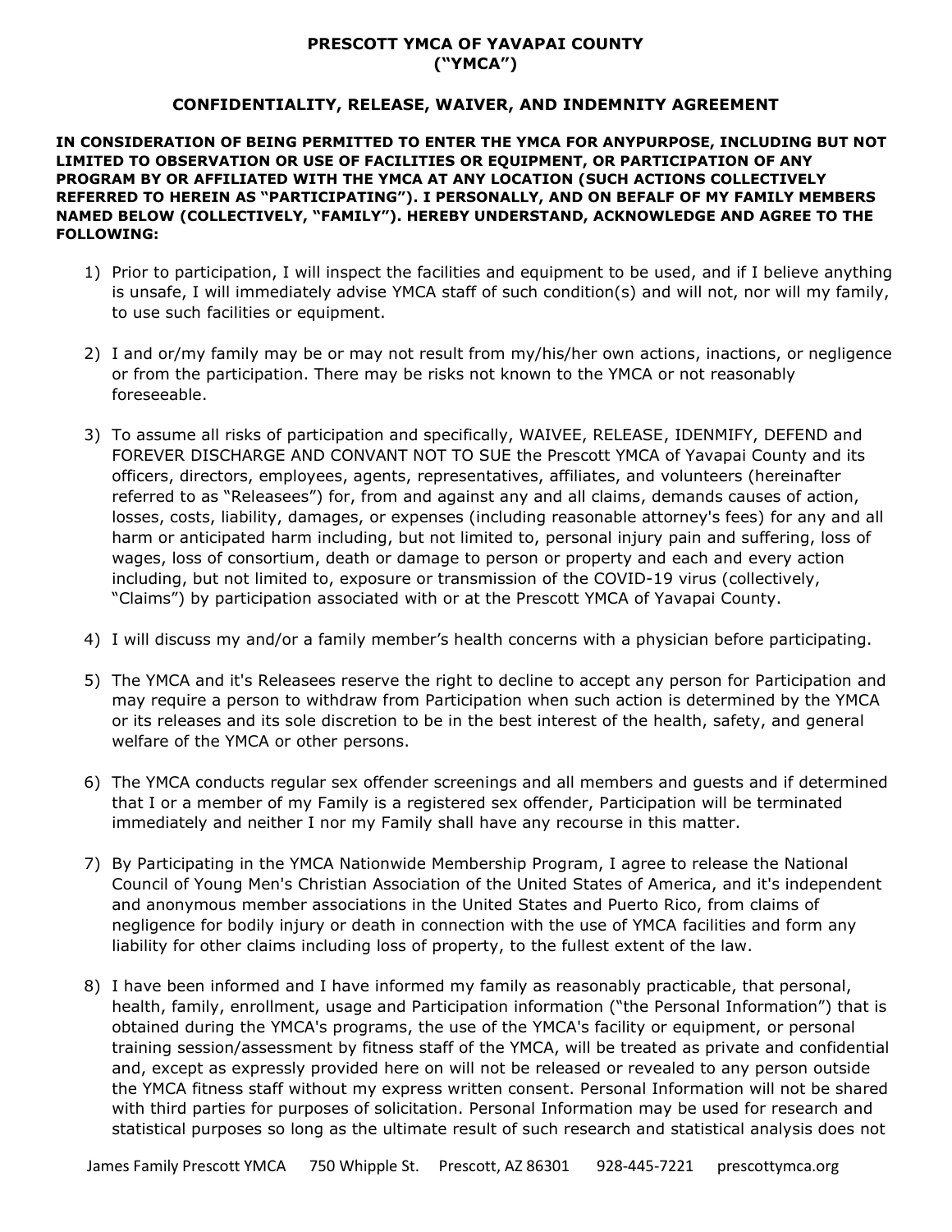**PRESCOTT YMCA OF YAVAPAI COUNTY**
**("YMCA")**

**CONFIDENTIALITY, RELEASE, WAIVER, AND INDEMNITY AGREEMENT**

**IN CONSIDERATION OF BEING PERMITTED TO ENTER THE YMCA FOR ANYPURPOSE, INCLUDING BUT NOT LIMITED TO OBSERVATION OR USE OF FACILITIES OR EQUIPMENT, OR PARTICIPATION OF ANY PROGRAM BY OR AFFILIATED WITH THE YMCA AT ANY LOCATION (SUCH ACTIONS COLLECTIVELY REFERRED TO HEREIN AS "PARTICIPATING"). I PERSONALLY, AND ON BEFALF OF MY FAMILY MEMBERS NAMED BELOW (COLLECTIVELY, "FAMILY"). HEREBY UNDERSTAND, ACKNOWLEDGE AND AGREE TO THE FOLLOWING:**

1) Prior to participation, I will inspect the facilities and equipment to be used, and if I believe anything is unsafe, I will immediately advise YMCA staff of such condition(s) and will not, nor will my family, to use such facilities or equipment.

2) I and or/my family may be or may not result from my/his/her own actions, inactions, or negligence or from the participation. There may be risks not known to the YMCA or not reasonably foreseeable.

3) To assume all risks of participation and specifically, WAIVEE, RELEASE, IDENMIFY, DEFEND and FOREVER DISCHARGE AND CONVANT NOT TO SUE the Prescott YMCA of Yavapai County and its officers, directors, employees, agents, representatives, affiliates, and volunteers (hereinafter referred to as "Releasees") for, from and against any and all claims, demands causes of action, losses, costs, liability, damages, or expenses (including reasonable attorney's fees) for any and all harm or anticipated harm including, but not limited to, personal injury pain and suffering, loss of wages, loss of consortium, death or damage to person or property and each and every action including, but not limited to, exposure or transmission of the COVID-19 virus (collectively, "Claims") by participation associated with or at the Prescott YMCA of Yavapai County.

4) I will discuss my and/or a family member's health concerns with a physician before participating.

5) The YMCA and it's Releasees reserve the right to decline to accept any person for Participation and may require a person to withdraw from Participation when such action is determined by the YMCA or its releases and its sole discretion to be in the best interest of the health, safety, and general welfare of the YMCA or other persons.

6) The YMCA conducts regular sex offender screenings and all members and guests and if determined that I or a member of my Family is a registered sex offender, Participation will be terminated immediately and neither I nor my Family shall have any recourse in this matter.

7) By Participating in the YMCA Nationwide Membership Program, I agree to release the National Council of Young Men's Christian Association of the United States of America, and it's independent and anonymous member associations in the United States and Puerto Rico, from claims of negligence for bodily injury or death in connection with the use of YMCA facilities and form any liability for other claims including loss of property, to the fullest extent of the law.

8) I have been informed and I have informed my family as reasonably practicable, that personal, health, family, enrollment, usage and Participation information ("the Personal Information") that is obtained during the YMCA's programs, the use of the YMCA's facility or equipment, or personal training session/assessment by fitness staff of the YMCA, will be treated as private and confidential and, except as expressly provided here on will not be released or revealed to any person outside the YMCA fitness staff without my express written consent. Personal Information will not be shared with third parties for purposes of solicitation. Personal Information may be used for research and statistical purposes so long as the ultimate result of such research and statistical analysis does not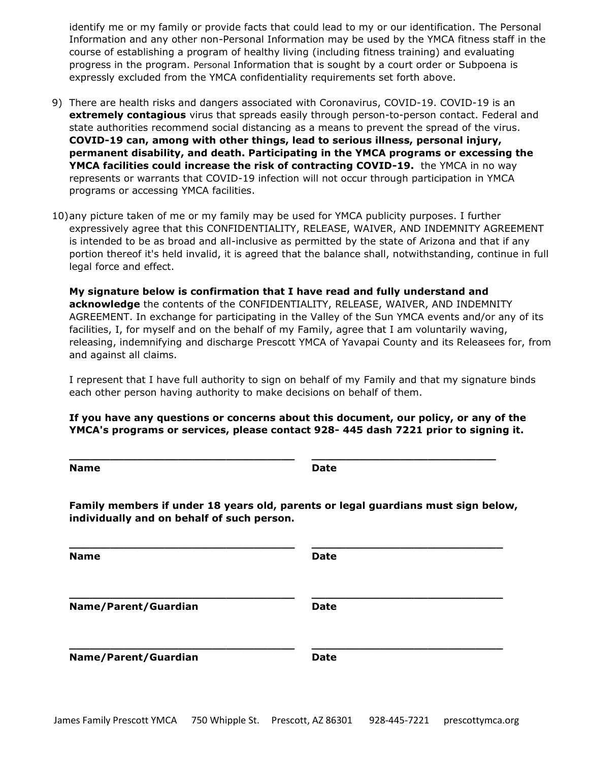identify me or my family or provide facts that could lead to my or our identification. The Personal Information and any other non-Personal Information may be used by the YMCA fitness staff in the course of establishing a program of healthy living (including fitness training) and evaluating progress in the program. Personal Information that is sought by a court order or Subpoena is expressly excluded from the YMCA confidentiality requirements set forth above.

9) There are health risks and dangers associated with Coronavirus, COVID-19. COVID-19 is an **extremely contagious** virus that spreads easily through person-to-person contact. Federal and state authorities recommend social distancing as a means to prevent the spread of the virus. **COVID-19 can, among with other things, lead to serious illness, personal injury, permanent disability, and death. Participating in the YMCA programs or excessing the YMCA facilities could increase the risk of contracting COVID-19.** the YMCA in no way represents or warrants that COVID-19 infection will not occur through participation in YMCA programs or accessing YMCA facilities.

10) any picture taken of me or my family may be used for YMCA publicity purposes. I further expressively agree that this CONFIDENTIALITY, RELEASE, WAIVER, AND INDEMNITY AGREEMENT is intended to be as broad and all-inclusive as permitted by the state of Arizona and that if any portion thereof it's held invalid, it is agreed that the balance shall, notwithstanding, continue in full legal force and effect.

**My signature below is confirmation that I have read and fully understand and acknowledge** the contents of the CONFIDENTIALITY, RELEASE, WAIVER, AND INDEMNITY AGREEMENT. In exchange for participating in the Valley of the Sun YMCA events and/or any of its facilities, I, for myself and on the behalf of my Family, agree that I am voluntarily waving, releasing, indemnifying and discharge Prescott YMCA of Yavapai County and its Releasees for, from and against all claims.

I represent that I have full authority to sign on behalf of my Family and that my signature binds each other person having authority to make decisions on behalf of them.

**If you have any questions or concerns about this document, our policy, or any of the YMCA's programs or services, please contact 928- 445 dash 7221 prior to signing it.**

___________________________________ ____________________________

**Name** **Date**

**Family members if under 18 years old, parents or legal guardians must sign below, individually and on behalf of such person.**

___________________________________ ____________________________

**Name** **Date**

___________________________________ ____________________________

**Name/Parent/Guardian** **Date**

___________________________________ ____________________________

**Name/Parent/Guardian** **Date**

James Family Prescott YMCA 750 Whipple St. Prescott, AZ 86301 928-445-7221 prescottymca.org